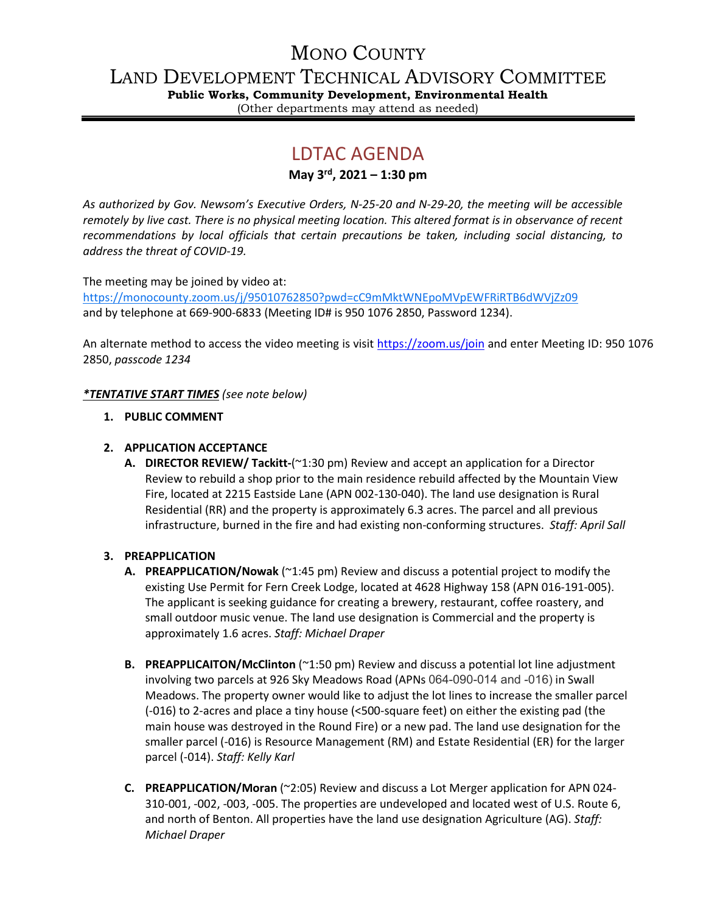# MONO COUNTY

# LAND DEVELOPMENT TECHNICAL ADVISORY COMMITTEE

**Public Works, Community Development, Environmental Health**

(Other departments may attend as needed)

## LDTAC AGENDA

**May 3rd, 2021 – 1:30 pm**

*As authorized by Gov. Newsom's Executive Orders, N-25-20 and N-29-20, the meeting will be accessible remotely by live cast. There is no physical meeting location. This altered format is in observance of recent recommendations by local officials that certain precautions be taken, including social distancing, to address the threat of COVID-19.*

The meeting may be joined by video at:
https://monocounty.zoom.us/j/95010762850?pwd=cC9mMktWNEpoMVpEWFRiRTB6dWVjZz09
and by telephone at 669-900-6833 (Meeting ID# is 950 1076 2850, Password 1234).

An alternate method to access the video meeting is visit https://zoom.us/join and enter Meeting ID: 950 1076 2850, *passcode 1234*

***\*TENTATIVE START TIMES*** *(see note below)*

1. **PUBLIC COMMENT**

2. **APPLICATION ACCEPTANCE**
   - **A. DIRECTOR REVIEW/ Tackitt-**(~1:30 pm) Review and accept an application for a Director Review to rebuild a shop prior to the main residence rebuild affected by the Mountain View Fire, located at 2215 Eastside Lane (APN 002-130-040). The land use designation is Rural Residential (RR) and the property is approximately 6.3 acres. The parcel and all previous infrastructure, burned in the fire and had existing non-conforming structures. *Staff: April Sall*

3. **PREAPPLICATION**
   - **A. PREAPPLICATION/Nowak** (~1:45 pm) Review and discuss a potential project to modify the existing Use Permit for Fern Creek Lodge, located at 4628 Highway 158 (APN 016-191-005). The applicant is seeking guidance for creating a brewery, restaurant, coffee roastery, and small outdoor music venue. The land use designation is Commercial and the property is approximately 1.6 acres. *Staff: Michael Draper*
   - **B. PREAPPLICAITON/McClinton** (~1:50 pm) Review and discuss a potential lot line adjustment involving two parcels at 926 Sky Meadows Road (APNs 064-090-014 and -016) in Swall Meadows. The property owner would like to adjust the lot lines to increase the smaller parcel (-016) to 2-acres and place a tiny house (<500-square feet) on either the existing pad (the main house was destroyed in the Round Fire) or a new pad. The land use designation for the smaller parcel (-016) is Resource Management (RM) and Estate Residential (ER) for the larger parcel (-014). *Staff: Kelly Karl*
   - **C. PREAPPLICATION/Moran** (~2:05) Review and discuss a Lot Merger application for APN 024-310-001, -002, -003, -005. The properties are undeveloped and located west of U.S. Route 6, and north of Benton. All properties have the land use designation Agriculture (AG). *Staff: Michael Draper*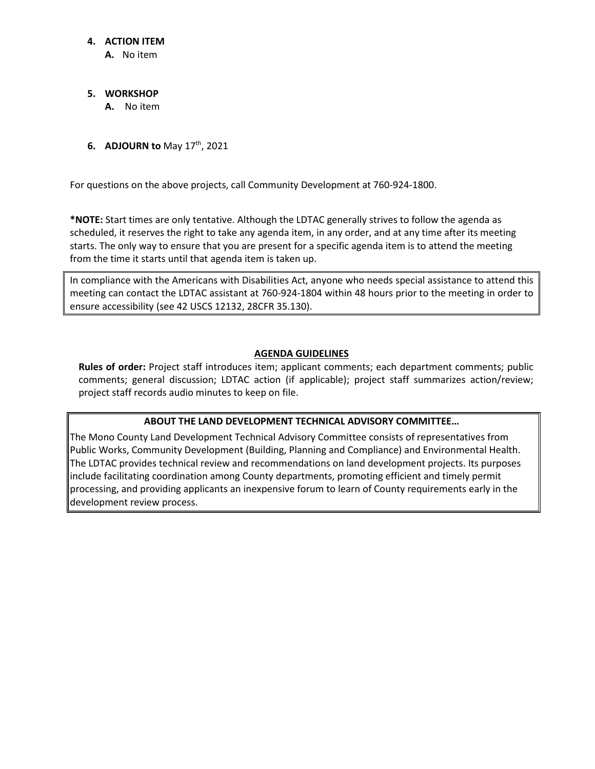4. **ACTION ITEM**
   - **A.** No item

5. **WORKSHOP**
   - **A.** No item

6. **ADJOURN to** May 17th, 2021

For questions on the above projects, call Community Development at 760-924-1800.

***NOTE:** Start times are only tentative. Although the LDTAC generally strives to follow the agenda as scheduled, it reserves the right to take any agenda item, in any order, and at any time after its meeting starts. The only way to ensure that you are present for a specific agenda item is to attend the meeting from the time it starts until that agenda item is taken up.

In compliance with the Americans with Disabilities Act, anyone who needs special assistance to attend this meeting can contact the LDTAC assistant at 760-924-1804 within 48 hours prior to the meeting in order to ensure accessibility (see 42 USCS 12132, 28CFR 35.130).

**AGENDA GUIDELINES**

**Rules of order:** Project staff introduces item; applicant comments; each department comments; public comments; general discussion; LDTAC action (if applicable); project staff summarizes action/review; project staff records audio minutes to keep on file.

**ABOUT THE LAND DEVELOPMENT TECHNICAL ADVISORY COMMITTEE…**

The Mono County Land Development Technical Advisory Committee consists of representatives from Public Works, Community Development (Building, Planning and Compliance) and Environmental Health. The LDTAC provides technical review and recommendations on land development projects. Its purposes include facilitating coordination among County departments, promoting efficient and timely permit processing, and providing applicants an inexpensive forum to learn of County requirements early in the development review process.